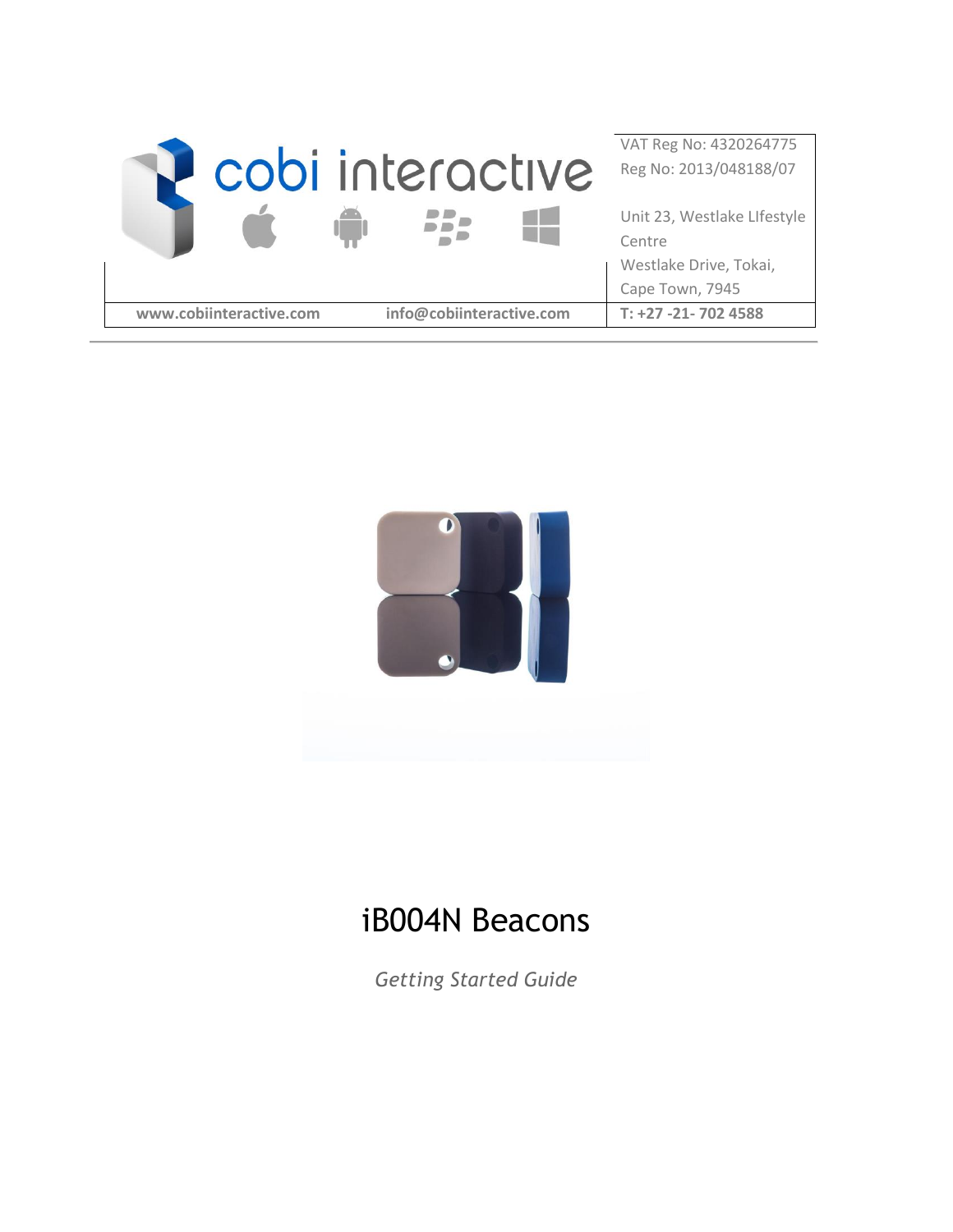cobi interactive

| | VAT Reg No: 4320264775<br>Reg No: 2013/048188/07<br><br>Unit 23, Westlake LIfestyle Centre<br>Westlake Drive, Tokai, Cape Town, 7945 |
|---|---|
| **www.cobiinteractive.com** **info@cobiinteractive.com** | **T: +27 -21- 702 4588** |

# iB004N Beacons

*Getting Started Guide*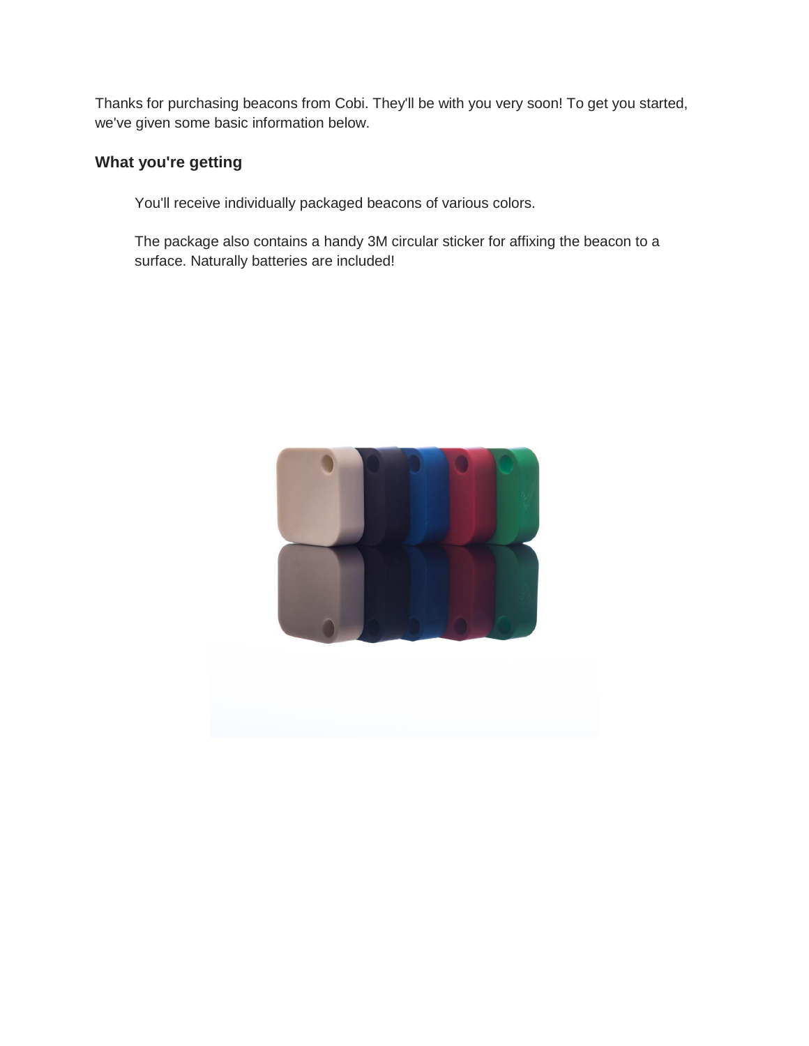Thanks for purchasing beacons from Cobi. They'll be with you very soon! To get you started, we've given some basic information below.

### What you're getting

You'll receive individually packaged beacons of various colors.

The package also contains a handy 3M circular sticker for affixing the beacon to a surface. Naturally batteries are included!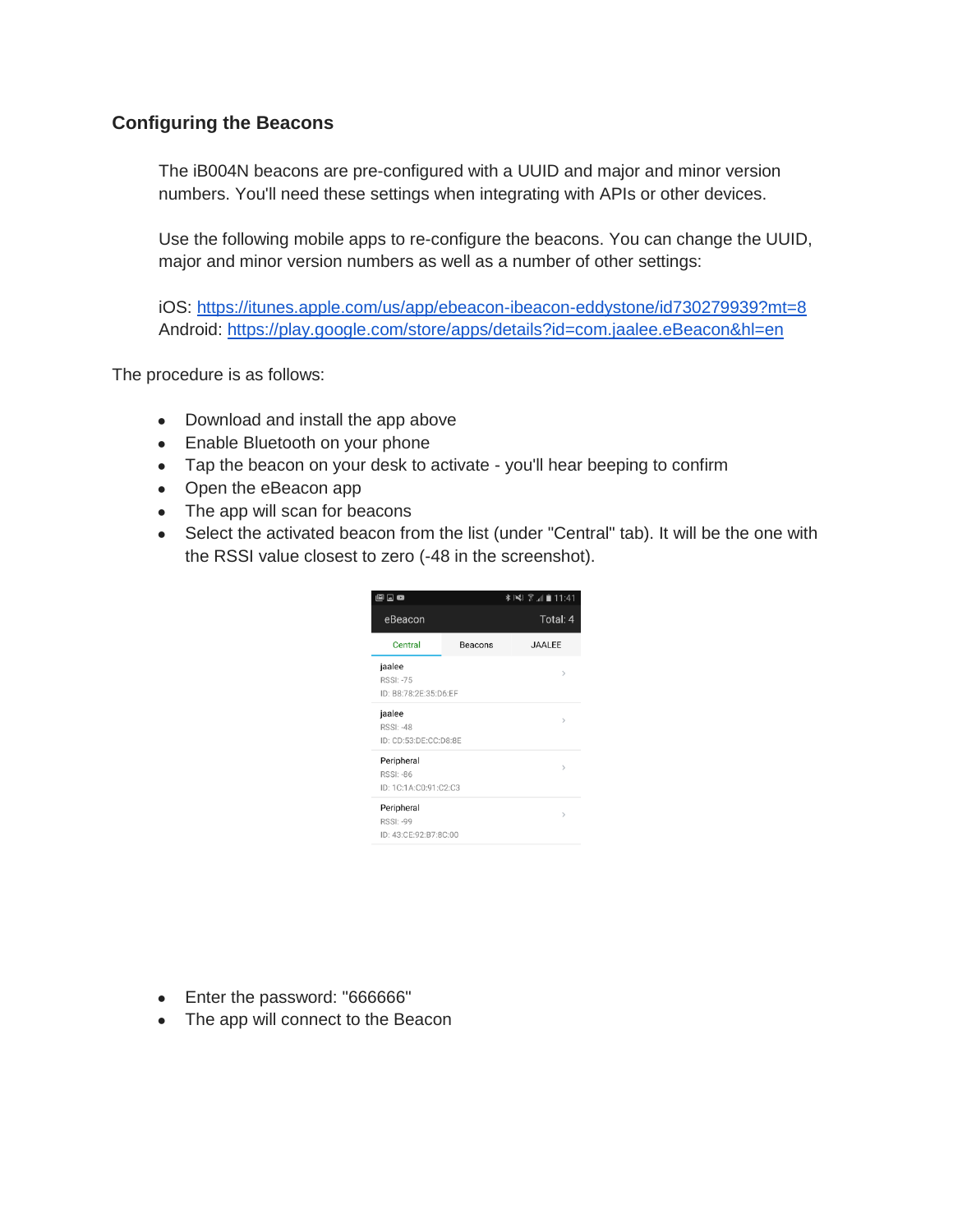### Configuring the Beacons

The iB004N beacons are pre-configured with a UUID and major and minor version numbers. You'll need these settings when integrating with APIs or other devices.

Use the following mobile apps to re-configure the beacons. You can change the UUID, major and minor version numbers as well as a number of other settings:

iOS: https://itunes.apple.com/us/app/ebeacon-ibeacon-eddystone/id730279939?mt=8
Android: https://play.google.com/store/apps/details?id=com.jaalee.eBeacon&hl=en

The procedure is as follows:

- Download and install the app above
- Enable Bluetooth on your phone
- Tap the beacon on your desk to activate - you'll hear beeping to confirm
- Open the eBeacon app
- The app will scan for beacons
- Select the activated beacon from the list (under "Central" tab). It will be the one with the RSSI value closest to zero (-48 in the screenshot).

- Enter the password: "666666"
- The app will connect to the Beacon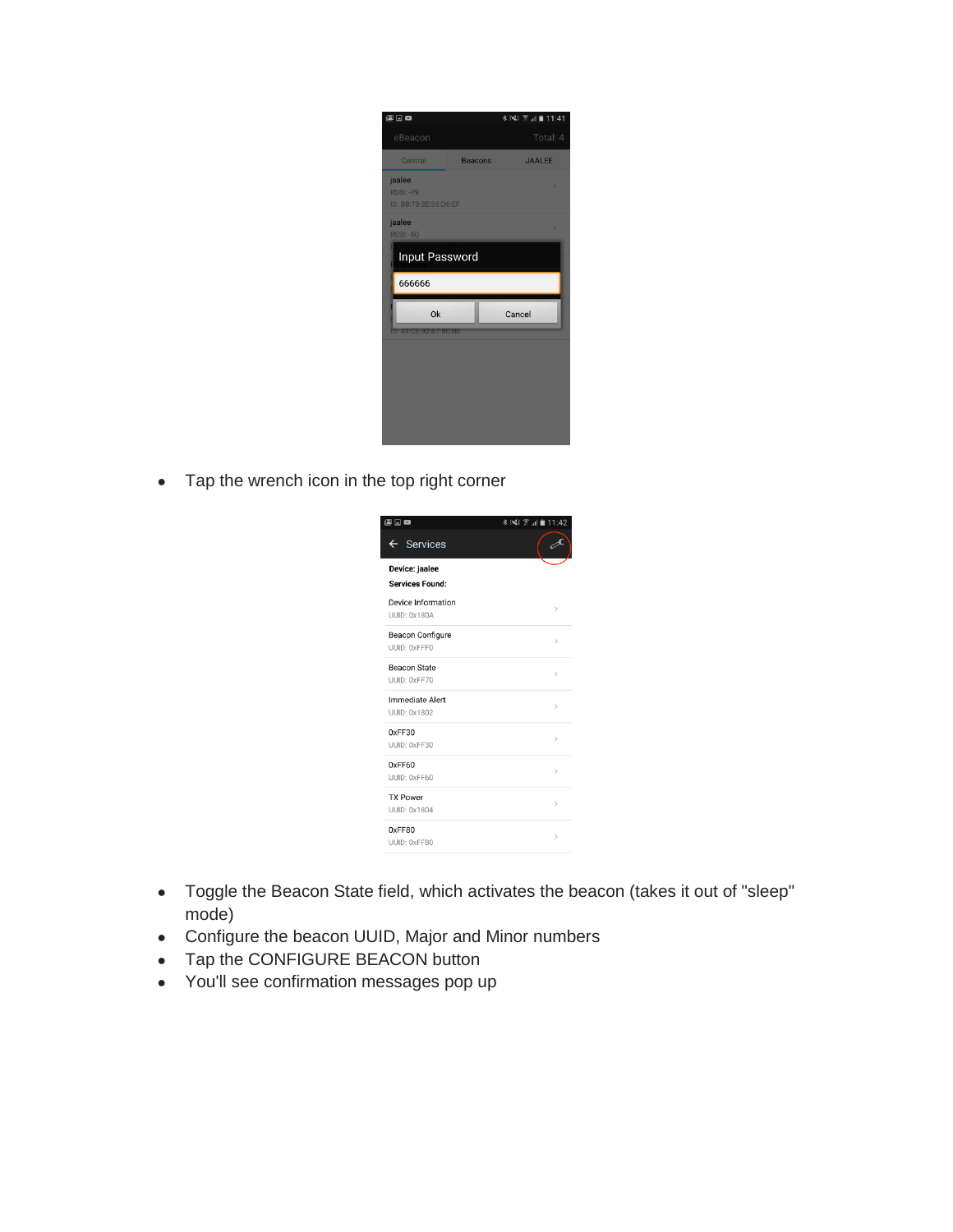- Tap the wrench icon in the top right corner

- Toggle the Beacon State field, which activates the beacon (takes it out of "sleep" mode)
- Configure the beacon UUID, Major and Minor numbers
- Tap the CONFIGURE BEACON button
- You'll see confirmation messages pop up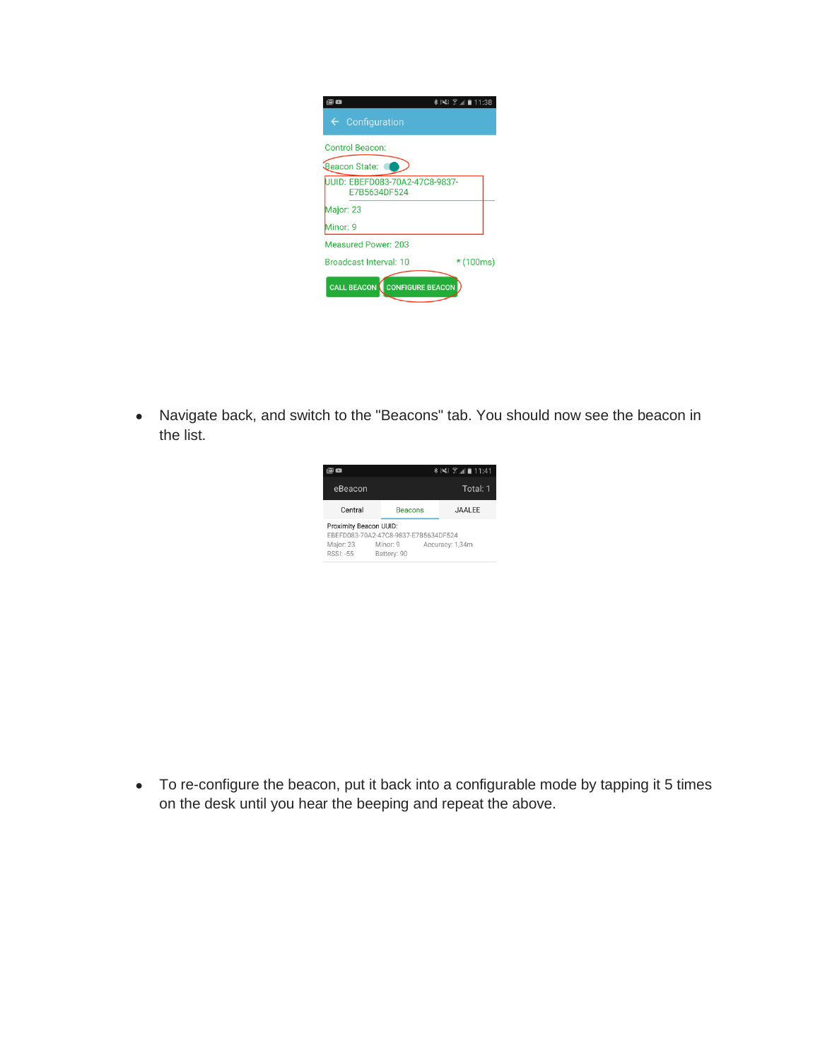- Navigate back, and switch to the "Beacons" tab. You should now see the beacon in the list.

- To re-configure the beacon, put it back into a configurable mode by tapping it 5 times on the desk until you hear the beeping and repeat the above.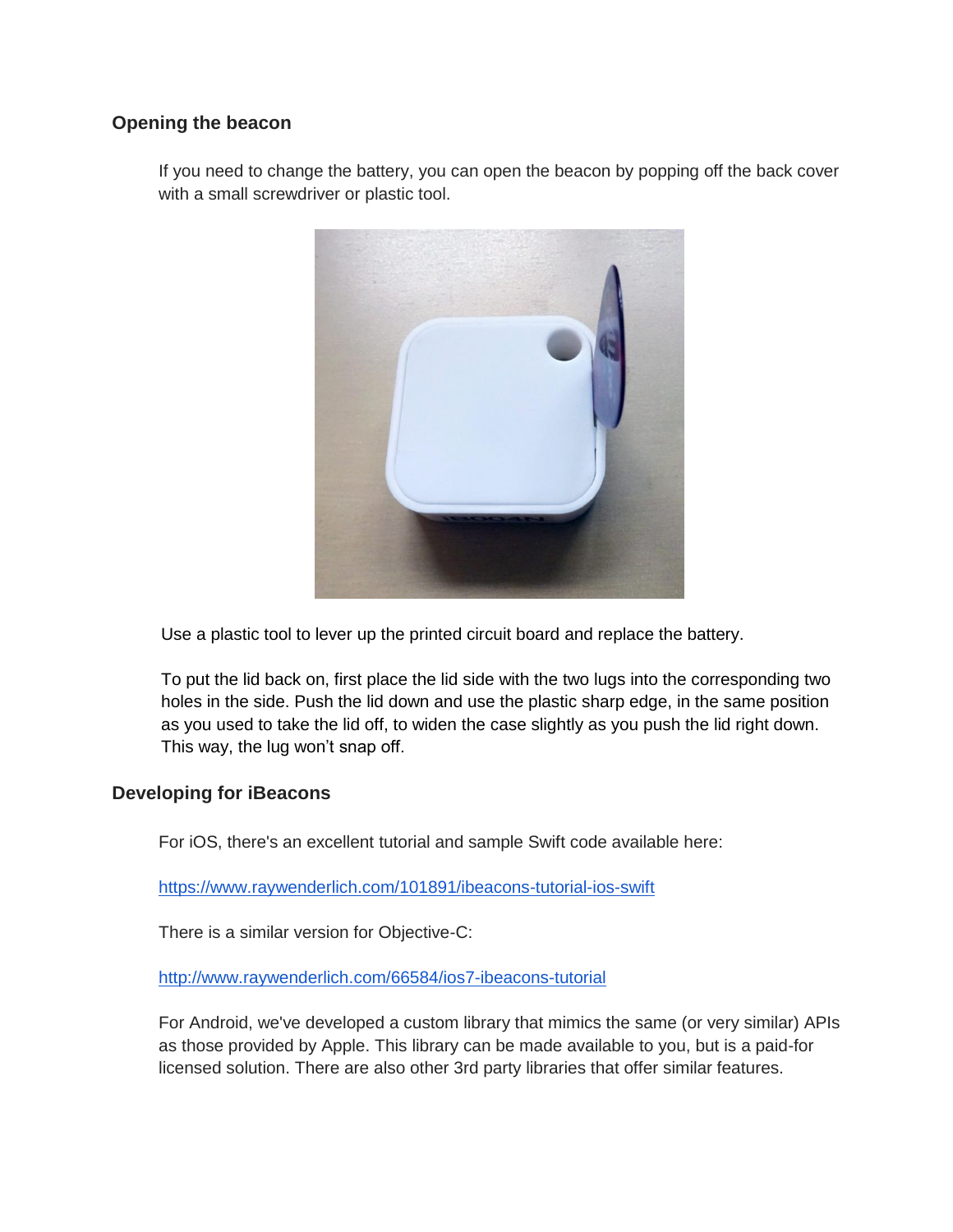## Opening the beacon

If you need to change the battery, you can open the beacon by popping off the back cover with a small screwdriver or plastic tool.

Use a plastic tool to lever up the printed circuit board and replace the battery.

To put the lid back on, first place the lid side with the two lugs into the corresponding two holes in the side. Push the lid down and use the plastic sharp edge, in the same position as you used to take the lid off, to widen the case slightly as you push the lid right down. This way, the lug won't snap off.

## Developing for iBeacons

For iOS, there's an excellent tutorial and sample Swift code available here:

https://www.raywenderlich.com/101891/ibeacons-tutorial-ios-swift

There is a similar version for Objective-C:

http://www.raywenderlich.com/66584/ios7-ibeacons-tutorial

For Android, we've developed a custom library that mimics the same (or very similar) APIs as those provided by Apple. This library can be made available to you, but is a paid-for licensed solution. There are also other 3rd party libraries that offer similar features.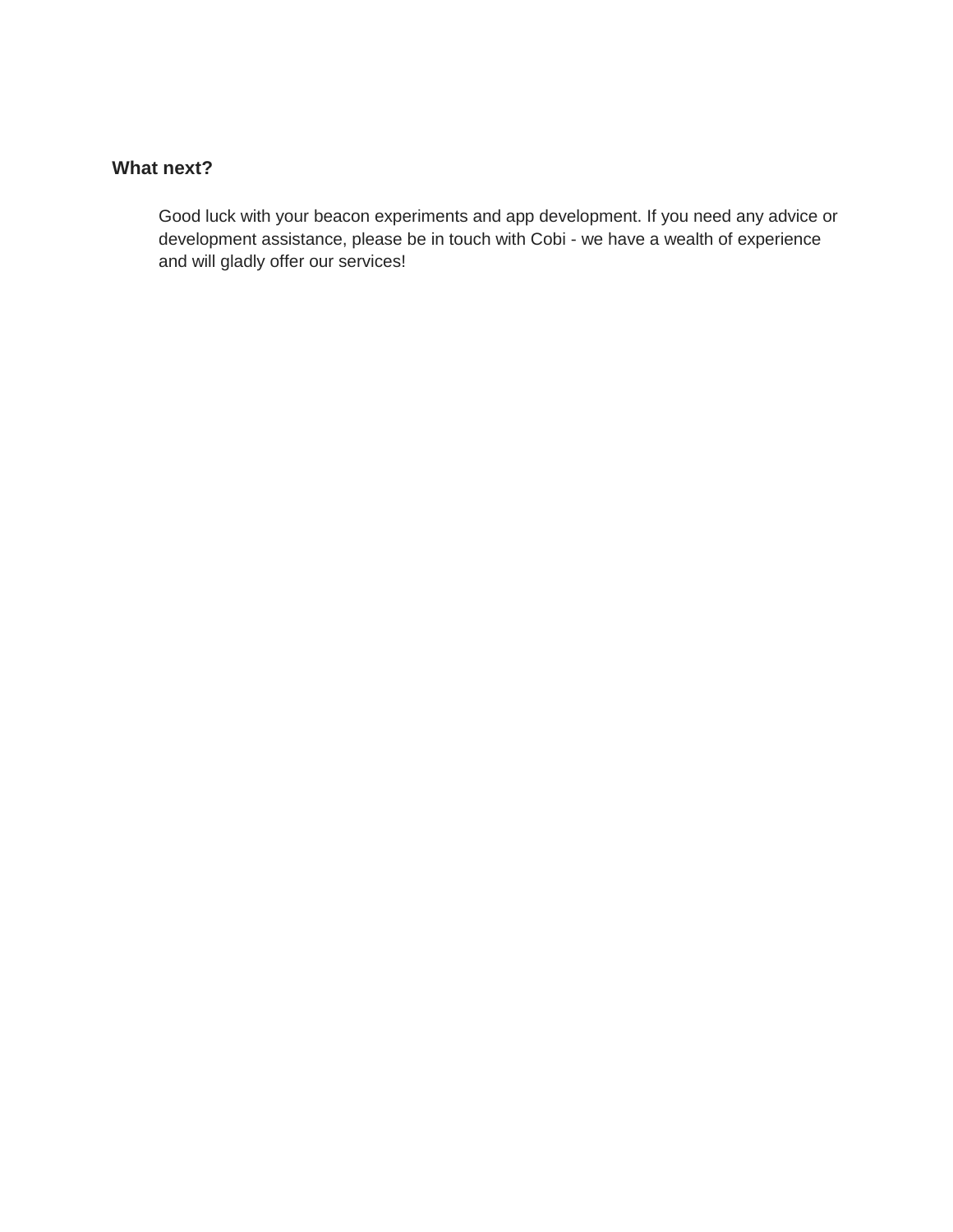### What next?

Good luck with your beacon experiments and app development. If you need any advice or development assistance, please be in touch with Cobi - we have a wealth of experience and will gladly offer our services!